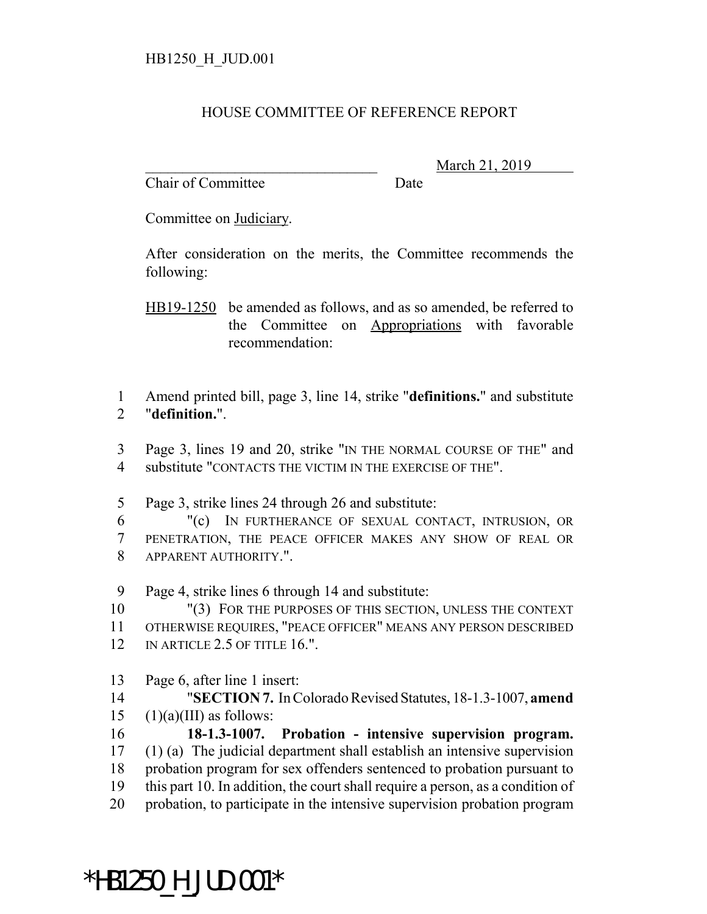HB1250_H_JUD.001

# HOUSE COMMITTEE OF REFERENCE REPORT

________________________________ March 21, 2019
Chair of Committee Date

Committee on Judiciary.

After consideration on the merits, the Committee recommends the following:

HB19-1250 be amended as follows, and as so amended, be referred to the Committee on Appropriations with favorable recommendation:

1 Amend printed bill, page 3, line 14, strike "**definitions.**" and substitute
2 "**definition.**".

3 Page 3, lines 19 and 20, strike "IN THE NORMAL COURSE OF THE" and
4 substitute "CONTACTS THE VICTIM IN THE EXERCISE OF THE".

5 Page 3, strike lines 24 through 26 and substitute:
6 "(c) IN FURTHERANCE OF SEXUAL CONTACT, INTRUSION, OR
7 PENETRATION, THE PEACE OFFICER MAKES ANY SHOW OF REAL OR
8 APPARENT AUTHORITY.".

9 Page 4, strike lines 6 through 14 and substitute:
10 "(3) FOR THE PURPOSES OF THIS SECTION, UNLESS THE CONTEXT
11 OTHERWISE REQUIRES, "PEACE OFFICER" MEANS ANY PERSON DESCRIBED
12 IN ARTICLE 2.5 OF TITLE 16.".

13 Page 6, after line 1 insert:
14 "**SECTION 7.** In Colorado Revised Statutes, 18-1.3-1007, **amend**
15 (1)(a)(III) as follows:
16 **18-1.3-1007. Probation - intensive supervision program.**
17 (1) (a) The judicial department shall establish an intensive supervision
18 probation program for sex offenders sentenced to probation pursuant to
19 this part 10. In addition, the court shall require a person, as a condition of
20 probation, to participate in the intensive supervision probation program

*HB1250_H_JUD.001*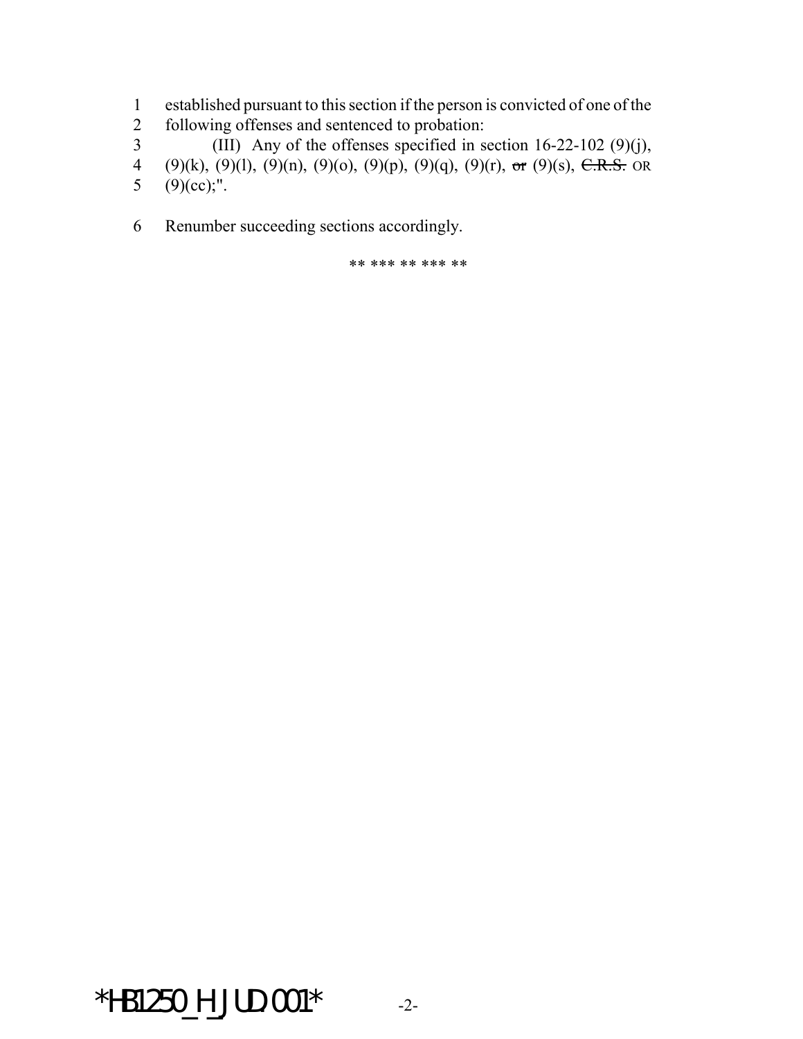established pursuant to this section if the person is convicted of one of the following offenses and sentenced to probation:

(III) Any of the offenses specified in section 16-22-102 (9)(j), (9)(k), (9)(l), (9)(n), (9)(o), (9)(p), (9)(q), (9)(r), ~~or~~ (9)(s), ~~C.R.S.~~ OR (9)(cc);".

Renumber succeeding sections accordingly.

** *** ** *** **

*HB1250_H_JUD.001*